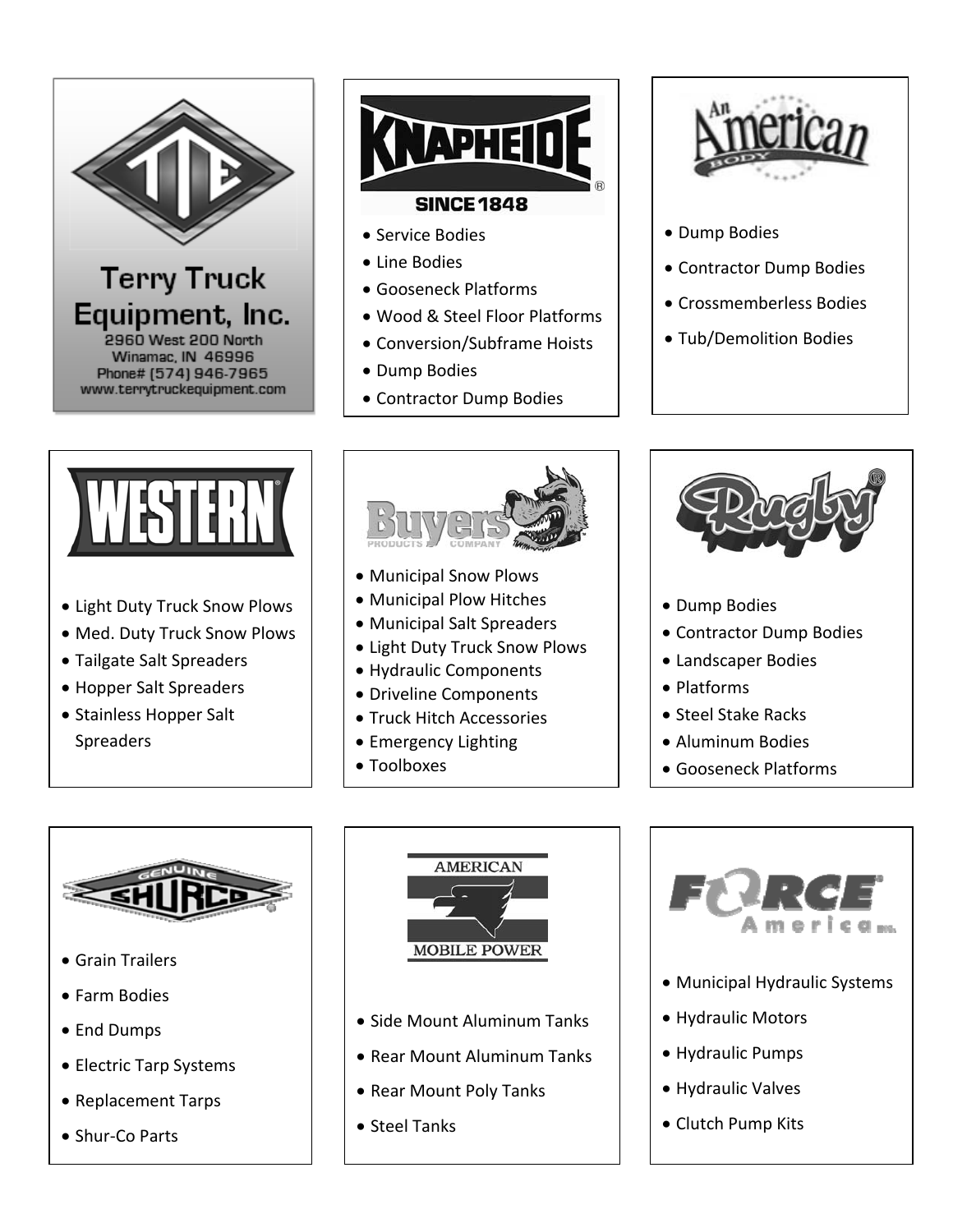## Terry Truck Equipment, Inc.

2960 West 200 North
Winamac, IN 46996
Phone# (574) 946-7965
www.terrytruckequipment.com

## KNAPHEIDE

SINCE 1848

- Service Bodies
- Line Bodies
- Gooseneck Platforms
- Wood & Steel Floor Platforms
- Conversion/Subframe Hoists
- Dump Bodies
- Contractor Dump Bodies

## An American Body

- Dump Bodies
- Contractor Dump Bodies
- Crossmemberless Bodies
- Tub/Demolition Bodies

## WESTERN

- Light Duty Truck Snow Plows
- Med. Duty Truck Snow Plows
- Tailgate Salt Spreaders
- Hopper Salt Spreaders
- Stainless Hopper Salt Spreaders

## Buyers Products Company

- Municipal Snow Plows
- Municipal Plow Hitches
- Municipal Salt Spreaders
- Light Duty Truck Snow Plows
- Hydraulic Components
- Driveline Components
- Truck Hitch Accessories
- Emergency Lighting
- Toolboxes

## Rugby

- Dump Bodies
- Contractor Dump Bodies
- Landscaper Bodies
- Platforms
- Steel Stake Racks
- Aluminum Bodies
- Gooseneck Platforms

## Genuine Shurco

- Grain Trailers
- Farm Bodies
- End Dumps
- Electric Tarp Systems
- Replacement Tarps
- Shur-Co Parts

## American Mobile Power

- Side Mount Aluminum Tanks
- Rear Mount Aluminum Tanks
- Rear Mount Poly Tanks
- Steel Tanks

## Force America Inc.

- Municipal Hydraulic Systems
- Hydraulic Motors
- Hydraulic Pumps
- Hydraulic Valves
- Clutch Pump Kits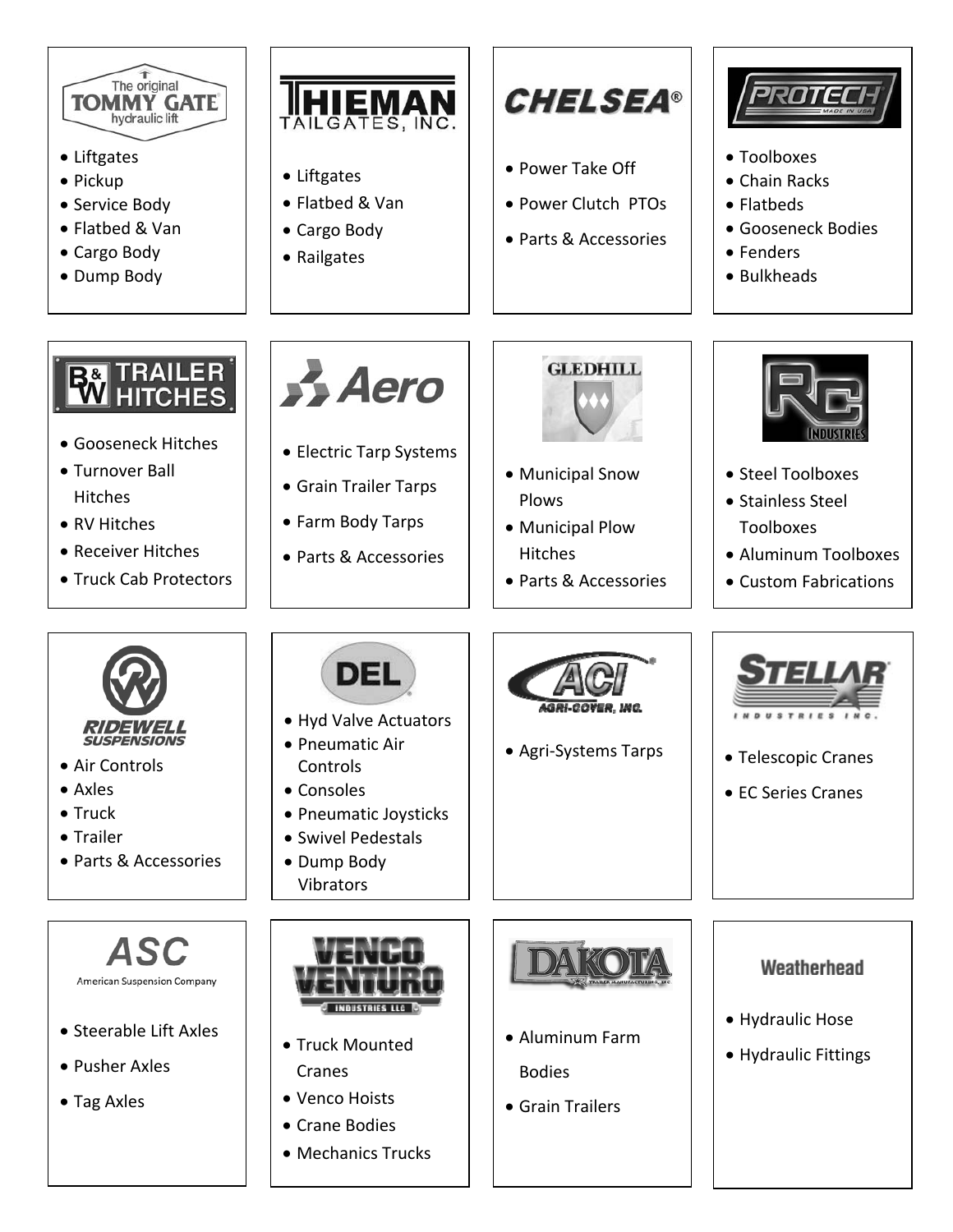**The original TOMMY GATE hydraulic lift**

- Liftgates
- Pickup
- Service Body
- Flatbed & Van
- Cargo Body
- Dump Body

**THIEMAN TAILGATES, INC.**

- Liftgates
- Flatbed & Van
- Cargo Body
- Railgates

**CHELSEA®**

- Power Take Off
- Power Clutch PTOs
- Parts & Accessories

**PROTECH MADE IN USA**

- Toolboxes
- Chain Racks
- Flatbeds
- Gooseneck Bodies
- Fenders
- Bulkheads

**B&W TRAILER HITCHES**

- Gooseneck Hitches
- Turnover Ball Hitches
- RV Hitches
- Receiver Hitches
- Truck Cab Protectors

**Aero**

- Electric Tarp Systems
- Grain Trailer Tarps
- Farm Body Tarps
- Parts & Accessories

**GLEDHILL**

- Municipal Snow Plows
- Municipal Plow Hitches
- Parts & Accessories

**RC INDUSTRIES**

- Steel Toolboxes
- Stainless Steel Toolboxes
- Aluminum Toolboxes
- Custom Fabrications

**RIDEWELL SUSPENSIONS**

- Air Controls
- Axles
- Truck
- Trailer
- Parts & Accessories

**DEL**

- Hyd Valve Actuators
- Pneumatic Air Controls
- Consoles
- Pneumatic Joysticks
- Swivel Pedestals
- Dump Body Vibrators

**ACI AGRI-COVER, INC.**

- Agri-Systems Tarps

**STELLAR INDUSTRIES INC.**

- Telescopic Cranes
- EC Series Cranes

**ASC American Suspension Company**

- Steerable Lift Axles
- Pusher Axles
- Tag Axles

**VENCO VENTURO INDUSTRIES LLC**

- Truck Mounted Cranes
- Venco Hoists
- Crane Bodies
- Mechanics Trucks

**DAKOTA TRAILER MANUFACTURING, INC**

- Aluminum Farm Bodies
- Grain Trailers

**Weatherhead**

- Hydraulic Hose
- Hydraulic Fittings